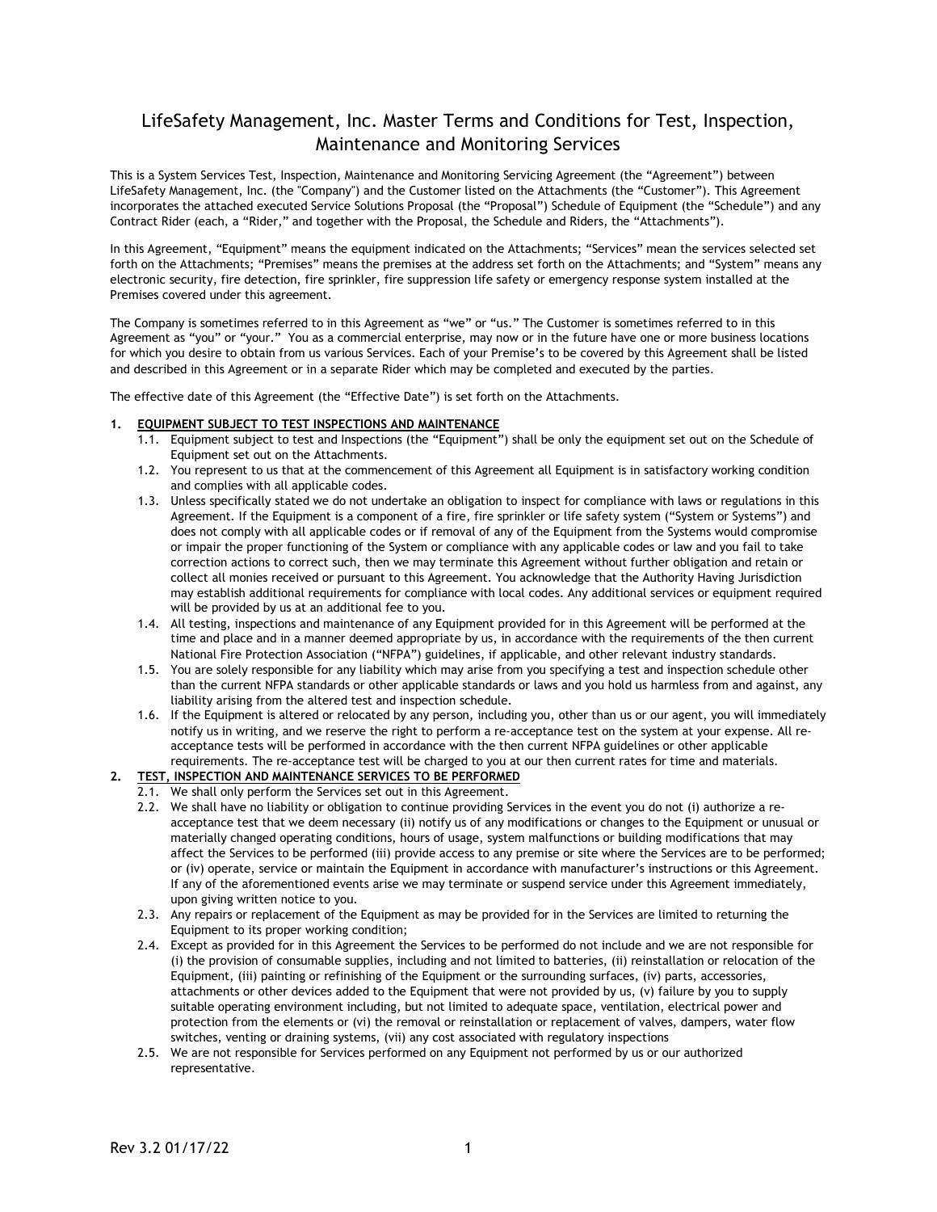# LifeSafety Management, Inc. Master Terms and Conditions for Test, Inspection, Maintenance and Monitoring Services

This is a System Services Test, Inspection, Maintenance and Monitoring Servicing Agreement (the "Agreement") between LifeSafety Management, Inc. (the "Company") and the Customer listed on the Attachments (the "Customer"). This Agreement incorporates the attached executed Service Solutions Proposal (the "Proposal") Schedule of Equipment (the "Schedule") and any Contract Rider (each, a "Rider," and together with the Proposal, the Schedule and Riders, the "Attachments").

In this Agreement, "Equipment" means the equipment indicated on the Attachments; "Services" mean the services selected set forth on the Attachments; "Premises" means the premises at the address set forth on the Attachments; and "System" means any electronic security, fire detection, fire sprinkler, fire suppression life safety or emergency response system installed at the Premises covered under this agreement.

The Company is sometimes referred to in this Agreement as "we" or "us." The Customer is sometimes referred to in this Agreement as "you" or "your." You as a commercial enterprise, may now or in the future have one or more business locations for which you desire to obtain from us various Services. Each of your Premise's to be covered by this Agreement shall be listed and described in this Agreement or in a separate Rider which may be completed and executed by the parties.

The effective date of this Agreement (the "Effective Date") is set forth on the Attachments.

1. **EQUIPMENT SUBJECT TO TEST INSPECTIONS AND MAINTENANCE**
   - 1.1. Equipment subject to test and Inspections (the "Equipment") shall be only the equipment set out on the Schedule of Equipment set out on the Attachments.
   - 1.2. You represent to us that at the commencement of this Agreement all Equipment is in satisfactory working condition and complies with all applicable codes.
   - 1.3. Unless specifically stated we do not undertake an obligation to inspect for compliance with laws or regulations in this Agreement. If the Equipment is a component of a fire, fire sprinkler or life safety system ("System or Systems") and does not comply with all applicable codes or if removal of any of the Equipment from the Systems would compromise or impair the proper functioning of the System or compliance with any applicable codes or law and you fail to take correction actions to correct such, then we may terminate this Agreement without further obligation and retain or collect all monies received or pursuant to this Agreement. You acknowledge that the Authority Having Jurisdiction may establish additional requirements for compliance with local codes. Any additional services or equipment required will be provided by us at an additional fee to you.
   - 1.4. All testing, inspections and maintenance of any Equipment provided for in this Agreement will be performed at the time and place and in a manner deemed appropriate by us, in accordance with the requirements of the then current National Fire Protection Association ("NFPA") guidelines, if applicable, and other relevant industry standards.
   - 1.5. You are solely responsible for any liability which may arise from you specifying a test and inspection schedule other than the current NFPA standards or other applicable standards or laws and you hold us harmless from and against, any liability arising from the altered test and inspection schedule.
   - 1.6. If the Equipment is altered or relocated by any person, including you, other than us or our agent, you will immediately notify us in writing, and we reserve the right to perform a re-acceptance test on the system at your expense. All re-acceptance tests will be performed in accordance with the then current NFPA guidelines or other applicable requirements. The re-acceptance test will be charged to you at our then current rates for time and materials.
2. **TEST, INSPECTION AND MAINTENANCE SERVICES TO BE PERFORMED**
   - 2.1. We shall only perform the Services set out in this Agreement.
   - 2.2. We shall have no liability or obligation to continue providing Services in the event you do not (i) authorize a re-acceptance test that we deem necessary (ii) notify us of any modifications or changes to the Equipment or unusual or materially changed operating conditions, hours of usage, system malfunctions or building modifications that may affect the Services to be performed (iii) provide access to any premise or site where the Services are to be performed; or (iv) operate, service or maintain the Equipment in accordance with manufacturer's instructions or this Agreement. If any of the aforementioned events arise we may terminate or suspend service under this Agreement immediately, upon giving written notice to you.
   - 2.3. Any repairs or replacement of the Equipment as may be provided for in the Services are limited to returning the Equipment to its proper working condition;
   - 2.4. Except as provided for in this Agreement the Services to be performed do not include and we are not responsible for (i) the provision of consumable supplies, including and not limited to batteries, (ii) reinstallation or relocation of the Equipment, (iii) painting or refinishing of the Equipment or the surrounding surfaces, (iv) parts, accessories, attachments or other devices added to the Equipment that were not provided by us, (v) failure by you to supply suitable operating environment including, but not limited to adequate space, ventilation, electrical power and protection from the elements or (vi) the removal or reinstallation or replacement of valves, dampers, water flow switches, venting or draining systems, (vii) any cost associated with regulatory inspections
   - 2.5. We are not responsible for Services performed on any Equipment not performed by us or our authorized representative.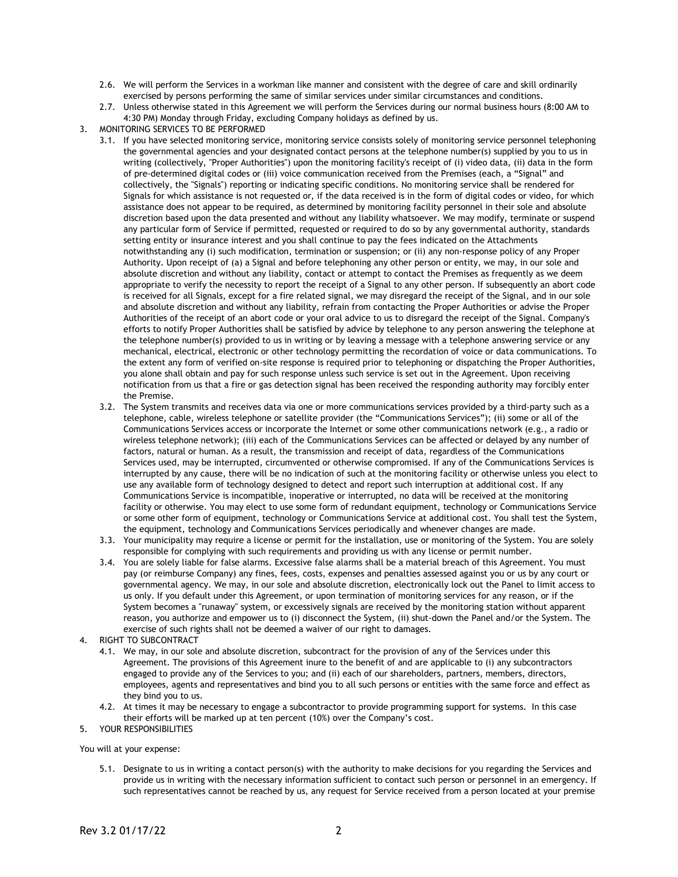2.6. We will perform the Services in a workman like manner and consistent with the degree of care and skill ordinarily exercised by persons performing the same of similar services under similar circumstances and conditions.

2.7. Unless otherwise stated in this Agreement we will perform the Services during our normal business hours (8:00 AM to 4:30 PM) Monday through Friday, excluding Company holidays as defined by us.

3. MONITORING SERVICES TO BE PERFORMED

3.1. If you have selected monitoring service, monitoring service consists solely of monitoring service personnel telephoning the governmental agencies and your designated contact persons at the telephone number(s) supplied by you to us in writing (collectively, "Proper Authorities") upon the monitoring facility's receipt of (i) video data, (ii) data in the form of pre-determined digital codes or (iii) voice communication received from the Premises (each, a "Signal" and collectively, the "Signals") reporting or indicating specific conditions. No monitoring service shall be rendered for Signals for which assistance is not requested or, if the data received is in the form of digital codes or video, for which assistance does not appear to be required, as determined by monitoring facility personnel in their sole and absolute discretion based upon the data presented and without any liability whatsoever. We may modify, terminate or suspend any particular form of Service if permitted, requested or required to do so by any governmental authority, standards setting entity or insurance interest and you shall continue to pay the fees indicated on the Attachments notwithstanding any (i) such modification, termination or suspension; or (ii) any non-response policy of any Proper Authority. Upon receipt of (a) a Signal and before telephoning any other person or entity, we may, in our sole and absolute discretion and without any liability, contact or attempt to contact the Premises as frequently as we deem appropriate to verify the necessity to report the receipt of a Signal to any other person. If subsequently an abort code is received for all Signals, except for a fire related signal, we may disregard the receipt of the Signal, and in our sole and absolute discretion and without any liability, refrain from contacting the Proper Authorities or advise the Proper Authorities of the receipt of an abort code or your oral advice to us to disregard the receipt of the Signal. Company's efforts to notify Proper Authorities shall be satisfied by advice by telephone to any person answering the telephone at the telephone number(s) provided to us in writing or by leaving a message with a telephone answering service or any mechanical, electrical, electronic or other technology permitting the recordation of voice or data communications. To the extent any form of verified on-site response is required prior to telephoning or dispatching the Proper Authorities, you alone shall obtain and pay for such response unless such service is set out in the Agreement. Upon receiving notification from us that a fire or gas detection signal has been received the responding authority may forcibly enter the Premise.

3.2. The System transmits and receives data via one or more communications services provided by a third-party such as a telephone, cable, wireless telephone or satellite provider (the "Communications Services"); (ii) some or all of the Communications Services access or incorporate the Internet or some other communications network (e.g., a radio or wireless telephone network); (iii) each of the Communications Services can be affected or delayed by any number of factors, natural or human. As a result, the transmission and receipt of data, regardless of the Communications Services used, may be interrupted, circumvented or otherwise compromised. If any of the Communications Services is interrupted by any cause, there will be no indication of such at the monitoring facility or otherwise unless you elect to use any available form of technology designed to detect and report such interruption at additional cost. If any Communications Service is incompatible, inoperative or interrupted, no data will be received at the monitoring facility or otherwise. You may elect to use some form of redundant equipment, technology or Communications Service or some other form of equipment, technology or Communications Service at additional cost. You shall test the System, the equipment, technology and Communications Services periodically and whenever changes are made.

3.3. Your municipality may require a license or permit for the installation, use or monitoring of the System. You are solely responsible for complying with such requirements and providing us with any license or permit number.

3.4. You are solely liable for false alarms. Excessive false alarms shall be a material breach of this Agreement. You must pay (or reimburse Company) any fines, fees, costs, expenses and penalties assessed against you or us by any court or governmental agency. We may, in our sole and absolute discretion, electronically lock out the Panel to limit access to us only. If you default under this Agreement, or upon termination of monitoring services for any reason, or if the System becomes a "runaway" system, or excessively signals are received by the monitoring station without apparent reason, you authorize and empower us to (i) disconnect the System, (ii) shut-down the Panel and/or the System. The exercise of such rights shall not be deemed a waiver of our right to damages.

4. RIGHT TO SUBCONTRACT

4.1. We may, in our sole and absolute discretion, subcontract for the provision of any of the Services under this Agreement. The provisions of this Agreement inure to the benefit of and are applicable to (i) any subcontractors engaged to provide any of the Services to you; and (ii) each of our shareholders, partners, members, directors, employees, agents and representatives and bind you to all such persons or entities with the same force and effect as they bind you to us.

4.2. At times it may be necessary to engage a subcontractor to provide programming support for systems. In this case their efforts will be marked up at ten percent (10%) over the Company's cost.

5. YOUR RESPONSIBILITIES

You will at your expense:

5.1. Designate to us in writing a contact person(s) with the authority to make decisions for you regarding the Services and provide us in writing with the necessary information sufficient to contact such person or personnel in an emergency. If such representatives cannot be reached by us, any request for Service received from a person located at your premise

Rev 3.2 01/17/22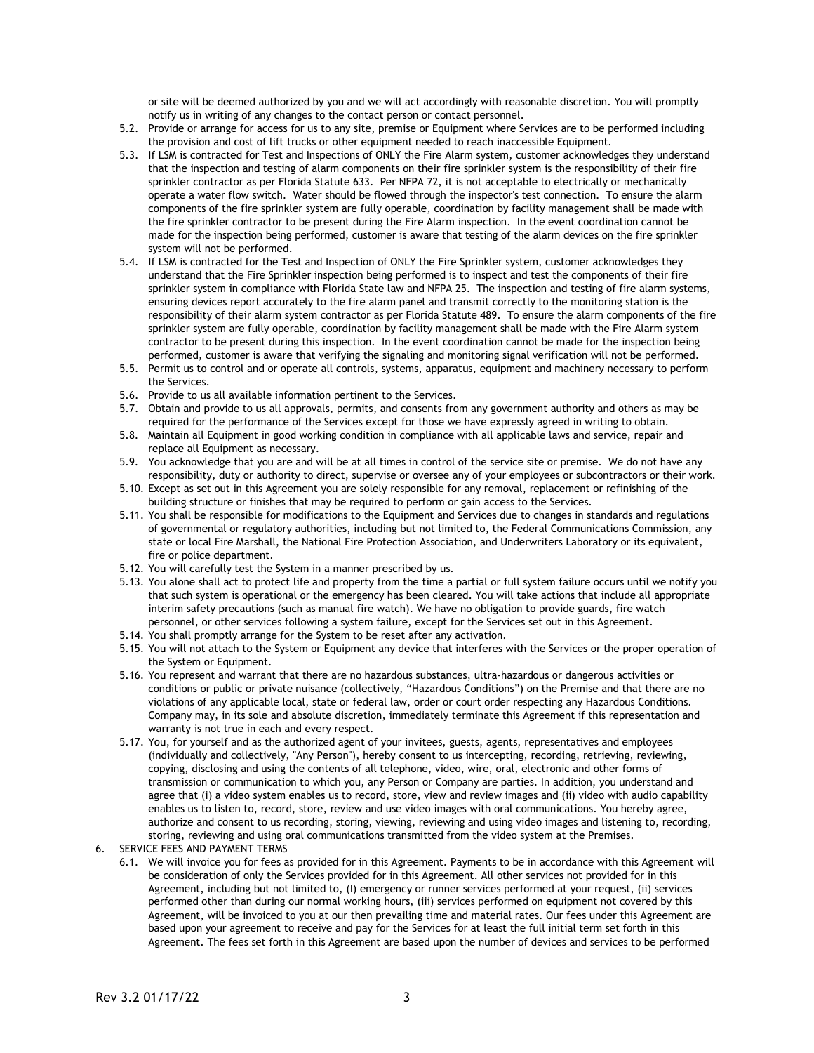or site will be deemed authorized by you and we will act accordingly with reasonable discretion. You will promptly notify us in writing of any changes to the contact person or contact personnel.

5.2. Provide or arrange for access for us to any site, premise or Equipment where Services are to be performed including the provision and cost of lift trucks or other equipment needed to reach inaccessible Equipment.

5.3. If LSM is contracted for Test and Inspections of ONLY the Fire Alarm system, customer acknowledges they understand that the inspection and testing of alarm components on their fire sprinkler system is the responsibility of their fire sprinkler contractor as per Florida Statute 633. Per NFPA 72, it is not acceptable to electrically or mechanically operate a water flow switch. Water should be flowed through the inspector's test connection. To ensure the alarm components of the fire sprinkler system are fully operable, coordination by facility management shall be made with the fire sprinkler contractor to be present during the Fire Alarm inspection. In the event coordination cannot be made for the inspection being performed, customer is aware that testing of the alarm devices on the fire sprinkler system will not be performed.

5.4. If LSM is contracted for the Test and Inspection of ONLY the Fire Sprinkler system, customer acknowledges they understand that the Fire Sprinkler inspection being performed is to inspect and test the components of their fire sprinkler system in compliance with Florida State law and NFPA 25. The inspection and testing of fire alarm systems, ensuring devices report accurately to the fire alarm panel and transmit correctly to the monitoring station is the responsibility of their alarm system contractor as per Florida Statute 489. To ensure the alarm components of the fire sprinkler system are fully operable, coordination by facility management shall be made with the Fire Alarm system contractor to be present during this inspection. In the event coordination cannot be made for the inspection being performed, customer is aware that verifying the signaling and monitoring signal verification will not be performed.

5.5. Permit us to control and or operate all controls, systems, apparatus, equipment and machinery necessary to perform the Services.

5.6. Provide to us all available information pertinent to the Services.

5.7. Obtain and provide to us all approvals, permits, and consents from any government authority and others as may be required for the performance of the Services except for those we have expressly agreed in writing to obtain.

5.8. Maintain all Equipment in good working condition in compliance with all applicable laws and service, repair and replace all Equipment as necessary.

5.9. You acknowledge that you are and will be at all times in control of the service site or premise. We do not have any responsibility, duty or authority to direct, supervise or oversee any of your employees or subcontractors or their work.

5.10. Except as set out in this Agreement you are solely responsible for any removal, replacement or refinishing of the building structure or finishes that may be required to perform or gain access to the Services.

5.11. You shall be responsible for modifications to the Equipment and Services due to changes in standards and regulations of governmental or regulatory authorities, including but not limited to, the Federal Communications Commission, any state or local Fire Marshall, the National Fire Protection Association, and Underwriters Laboratory or its equivalent, fire or police department.

5.12. You will carefully test the System in a manner prescribed by us.

5.13. You alone shall act to protect life and property from the time a partial or full system failure occurs until we notify you that such system is operational or the emergency has been cleared. You will take actions that include all appropriate interim safety precautions (such as manual fire watch). We have no obligation to provide guards, fire watch personnel, or other services following a system failure, except for the Services set out in this Agreement.

5.14. You shall promptly arrange for the System to be reset after any activation.

5.15. You will not attach to the System or Equipment any device that interferes with the Services or the proper operation of the System or Equipment.

5.16. You represent and warrant that there are no hazardous substances, ultra-hazardous or dangerous activities or conditions or public or private nuisance (collectively, "Hazardous Conditions") on the Premise and that there are no violations of any applicable local, state or federal law, order or court order respecting any Hazardous Conditions. Company may, in its sole and absolute discretion, immediately terminate this Agreement if this representation and warranty is not true in each and every respect.

5.17. You, for yourself and as the authorized agent of your invitees, guests, agents, representatives and employees (individually and collectively, "Any Person"), hereby consent to us intercepting, recording, retrieving, reviewing, copying, disclosing and using the contents of all telephone, video, wire, oral, electronic and other forms of transmission or communication to which you, any Person or Company are parties. In addition, you understand and agree that (i) a video system enables us to record, store, view and review images and (ii) video with audio capability enables us to listen to, record, store, review and use video images with oral communications. You hereby agree, authorize and consent to us recording, storing, viewing, reviewing and using video images and listening to, recording, storing, reviewing and using oral communications transmitted from the video system at the Premises.

6. SERVICE FEES AND PAYMENT TERMS

6.1. We will invoice you for fees as provided for in this Agreement. Payments to be in accordance with this Agreement will be consideration of only the Services provided for in this Agreement. All other services not provided for in this Agreement, including but not limited to, (I) emergency or runner services performed at your request, (ii) services performed other than during our normal working hours, (iii) services performed on equipment not covered by this Agreement, will be invoiced to you at our then prevailing time and material rates. Our fees under this Agreement are based upon your agreement to receive and pay for the Services for at least the full initial term set forth in this Agreement. The fees set forth in this Agreement are based upon the number of devices and services to be performed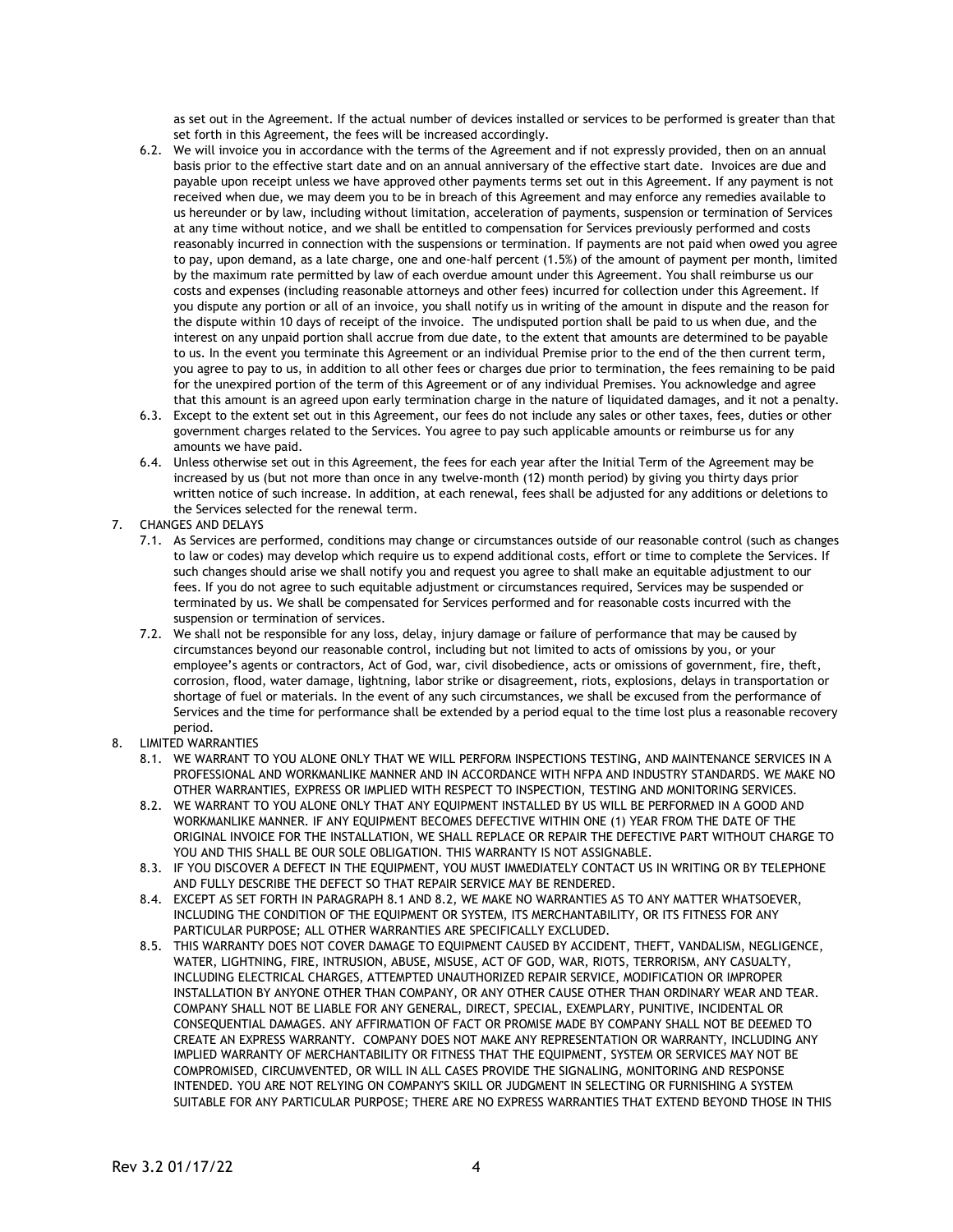as set out in the Agreement. If the actual number of devices installed or services to be performed is greater than that set forth in this Agreement, the fees will be increased accordingly.

6.2. We will invoice you in accordance with the terms of the Agreement and if not expressly provided, then on an annual basis prior to the effective start date and on an annual anniversary of the effective start date. Invoices are due and payable upon receipt unless we have approved other payments terms set out in this Agreement. If any payment is not received when due, we may deem you to be in breach of this Agreement and may enforce any remedies available to us hereunder or by law, including without limitation, acceleration of payments, suspension or termination of Services at any time without notice, and we shall be entitled to compensation for Services previously performed and costs reasonably incurred in connection with the suspensions or termination. If payments are not paid when owed you agree to pay, upon demand, as a late charge, one and one-half percent (1.5%) of the amount of payment per month, limited by the maximum rate permitted by law of each overdue amount under this Agreement. You shall reimburse us our costs and expenses (including reasonable attorneys and other fees) incurred for collection under this Agreement. If you dispute any portion or all of an invoice, you shall notify us in writing of the amount in dispute and the reason for the dispute within 10 days of receipt of the invoice. The undisputed portion shall be paid to us when due, and the interest on any unpaid portion shall accrue from due date, to the extent that amounts are determined to be payable to us. In the event you terminate this Agreement or an individual Premise prior to the end of the then current term, you agree to pay to us, in addition to all other fees or charges due prior to termination, the fees remaining to be paid for the unexpired portion of the term of this Agreement or of any individual Premises. You acknowledge and agree that this amount is an agreed upon early termination charge in the nature of liquidated damages, and it not a penalty.

6.3. Except to the extent set out in this Agreement, our fees do not include any sales or other taxes, fees, duties or other government charges related to the Services. You agree to pay such applicable amounts or reimburse us for any amounts we have paid.

6.4. Unless otherwise set out in this Agreement, the fees for each year after the Initial Term of the Agreement may be increased by us (but not more than once in any twelve-month (12) month period) by giving you thirty days prior written notice of such increase. In addition, at each renewal, fees shall be adjusted for any additions or deletions to the Services selected for the renewal term.

7. CHANGES AND DELAYS

7.1. As Services are performed, conditions may change or circumstances outside of our reasonable control (such as changes to law or codes) may develop which require us to expend additional costs, effort or time to complete the Services. If such changes should arise we shall notify you and request you agree to shall make an equitable adjustment to our fees. If you do not agree to such equitable adjustment or circumstances required, Services may be suspended or terminated by us. We shall be compensated for Services performed and for reasonable costs incurred with the suspension or termination of services.

7.2. We shall not be responsible for any loss, delay, injury damage or failure of performance that may be caused by circumstances beyond our reasonable control, including but not limited to acts of omissions by you, or your employee's agents or contractors, Act of God, war, civil disobedience, acts or omissions of government, fire, theft, corrosion, flood, water damage, lightning, labor strike or disagreement, riots, explosions, delays in transportation or shortage of fuel or materials. In the event of any such circumstances, we shall be excused from the performance of Services and the time for performance shall be extended by a period equal to the time lost plus a reasonable recovery period.

8. LIMITED WARRANTIES

8.1. WE WARRANT TO YOU ALONE ONLY THAT WE WILL PERFORM INSPECTIONS TESTING, AND MAINTENANCE SERVICES IN A PROFESSIONAL AND WORKMANLIKE MANNER AND IN ACCORDANCE WITH NFPA AND INDUSTRY STANDARDS. WE MAKE NO OTHER WARRANTIES, EXPRESS OR IMPLIED WITH RESPECT TO INSPECTION, TESTING AND MONITORING SERVICES.

8.2. WE WARRANT TO YOU ALONE ONLY THAT ANY EQUIPMENT INSTALLED BY US WILL BE PERFORMED IN A GOOD AND WORKMANLIKE MANNER. IF ANY EQUIPMENT BECOMES DEFECTIVE WITHIN ONE (1) YEAR FROM THE DATE OF THE ORIGINAL INVOICE FOR THE INSTALLATION, WE SHALL REPLACE OR REPAIR THE DEFECTIVE PART WITHOUT CHARGE TO YOU AND THIS SHALL BE OUR SOLE OBLIGATION. THIS WARRANTY IS NOT ASSIGNABLE.

8.3. IF YOU DISCOVER A DEFECT IN THE EQUIPMENT, YOU MUST IMMEDIATELY CONTACT US IN WRITING OR BY TELEPHONE AND FULLY DESCRIBE THE DEFECT SO THAT REPAIR SERVICE MAY BE RENDERED.

8.4. EXCEPT AS SET FORTH IN PARAGRAPH 8.1 AND 8.2, WE MAKE NO WARRANTIES AS TO ANY MATTER WHATSOEVER, INCLUDING THE CONDITION OF THE EQUIPMENT OR SYSTEM, ITS MERCHANTABILITY, OR ITS FITNESS FOR ANY PARTICULAR PURPOSE; ALL OTHER WARRANTIES ARE SPECIFICALLY EXCLUDED.

8.5. THIS WARRANTY DOES NOT COVER DAMAGE TO EQUIPMENT CAUSED BY ACCIDENT, THEFT, VANDALISM, NEGLIGENCE, WATER, LIGHTNING, FIRE, INTRUSION, ABUSE, MISUSE, ACT OF GOD, WAR, RIOTS, TERRORISM, ANY CASUALTY, INCLUDING ELECTRICAL CHARGES, ATTEMPTED UNAUTHORIZED REPAIR SERVICE, MODIFICATION OR IMPROPER INSTALLATION BY ANYONE OTHER THAN COMPANY, OR ANY OTHER CAUSE OTHER THAN ORDINARY WEAR AND TEAR. COMPANY SHALL NOT BE LIABLE FOR ANY GENERAL, DIRECT, SPECIAL, EXEMPLARY, PUNITIVE, INCIDENTAL OR CONSEQUENTIAL DAMAGES. ANY AFFIRMATION OF FACT OR PROMISE MADE BY COMPANY SHALL NOT BE DEEMED TO CREATE AN EXPRESS WARRANTY. COMPANY DOES NOT MAKE ANY REPRESENTATION OR WARRANTY, INCLUDING ANY IMPLIED WARRANTY OF MERCHANTABILITY OR FITNESS THAT THE EQUIPMENT, SYSTEM OR SERVICES MAY NOT BE COMPROMISED, CIRCUMVENTED, OR WILL IN ALL CASES PROVIDE THE SIGNALING, MONITORING AND RESPONSE INTENDED. YOU ARE NOT RELYING ON COMPANY'S SKILL OR JUDGMENT IN SELECTING OR FURNISHING A SYSTEM SUITABLE FOR ANY PARTICULAR PURPOSE; THERE ARE NO EXPRESS WARRANTIES THAT EXTEND BEYOND THOSE IN THIS

Rev 3.2 01/17/22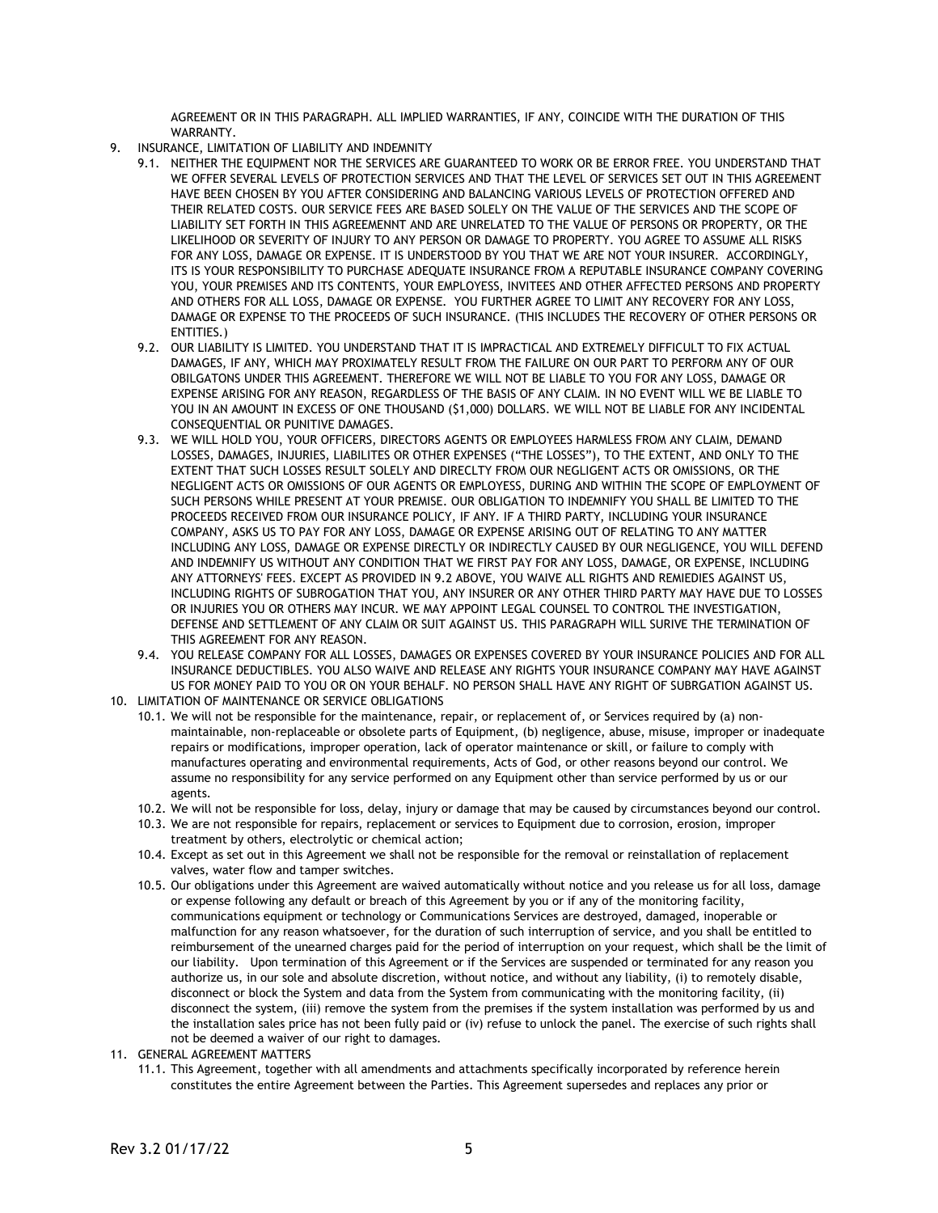AGREEMENT OR IN THIS PARAGRAPH. ALL IMPLIED WARRANTIES, IF ANY, COINCIDE WITH THE DURATION OF THIS WARRANTY.

9. INSURANCE, LIMITATION OF LIABILITY AND INDEMNITY
    9.1. NEITHER THE EQUIPMENT NOR THE SERVICES ARE GUARANTEED TO WORK OR BE ERROR FREE. YOU UNDERSTAND THAT WE OFFER SEVERAL LEVELS OF PROTECTION SERVICES AND THAT THE LEVEL OF SERVICES SET OUT IN THIS AGREEMENT HAVE BEEN CHOSEN BY YOU AFTER CONSIDERING AND BALANCING VARIOUS LEVELS OF PROTECTION OFFERED AND THEIR RELATED COSTS. OUR SERVICE FEES ARE BASED SOLELY ON THE VALUE OF THE SERVICES AND THE SCOPE OF LIABILITY SET FORTH IN THIS AGREEMENNT AND ARE UNRELATED TO THE VALUE OF PERSONS OR PROPERTY, OR THE LIKELIHOOD OR SEVERITY OF INJURY TO ANY PERSON OR DAMAGE TO PROPERTY. YOU AGREE TO ASSUME ALL RISKS FOR ANY LOSS, DAMAGE OR EXPENSE. IT IS UNDERSTOOD BY YOU THAT WE ARE NOT YOUR INSURER. ACCORDINGLY, ITS IS YOUR RESPONSIBILITY TO PURCHASE ADEQUATE INSURANCE FROM A REPUTABLE INSURANCE COMPANY COVERING YOU, YOUR PREMISES AND ITS CONTENTS, YOUR EMPLOYESS, INVITEES AND OTHER AFFECTED PERSONS AND PROPERTY AND OTHERS FOR ALL LOSS, DAMAGE OR EXPENSE. YOU FURTHER AGREE TO LIMIT ANY RECOVERY FOR ANY LOSS, DAMAGE OR EXPENSE TO THE PROCEEDS OF SUCH INSURANCE. (THIS INCLUDES THE RECOVERY OF OTHER PERSONS OR ENTITIES.)
    9.2. OUR LIABILITY IS LIMITED. YOU UNDERSTAND THAT IT IS IMPRACTICAL AND EXTREMELY DIFFICULT TO FIX ACTUAL DAMAGES, IF ANY, WHICH MAY PROXIMATELY RESULT FROM THE FAILURE ON OUR PART TO PERFORM ANY OF OUR OBILGATONS UNDER THIS AGREEMENT. THEREFORE WE WILL NOT BE LIABLE TO YOU FOR ANY LOSS, DAMAGE OR EXPENSE ARISING FOR ANY REASON, REGARDLESS OF THE BASIS OF ANY CLAIM. IN NO EVENT WILL WE BE LIABLE TO YOU IN AN AMOUNT IN EXCESS OF ONE THOUSAND ($1,000) DOLLARS. WE WILL NOT BE LIABLE FOR ANY INCIDENTAL CONSEQUENTIAL OR PUNITIVE DAMAGES.
    9.3. WE WILL HOLD YOU, YOUR OFFICERS, DIRECTORS AGENTS OR EMPLOYEES HARMLESS FROM ANY CLAIM, DEMAND LOSSES, DAMAGES, INJURIES, LIABILITES OR OTHER EXPENSES ("THE LOSSES"), TO THE EXTENT, AND ONLY TO THE EXTENT THAT SUCH LOSSES RESULT SOLELY AND DIRECLTY FROM OUR NEGLIGENT ACTS OR OMISSIONS, OR THE NEGLIGENT ACTS OR OMISSIONS OF OUR AGENTS OR EMPLOYESS, DURING AND WITHIN THE SCOPE OF EMPLOYMENT OF SUCH PERSONS WHILE PRESENT AT YOUR PREMISE. OUR OBLIGATION TO INDEMNIFY YOU SHALL BE LIMITED TO THE PROCEEDS RECEIVED FROM OUR INSURANCE POLICY, IF ANY. IF A THIRD PARTY, INCLUDING YOUR INSURANCE COMPANY, ASKS US TO PAY FOR ANY LOSS, DAMAGE OR EXPENSE ARISING OUT OF RELATING TO ANY MATTER INCLUDING ANY LOSS, DAMAGE OR EXPENSE DIRECTLY OR INDIRECTLY CAUSED BY OUR NEGLIGENCE, YOU WILL DEFEND AND INDEMNIFY US WITHOUT ANY CONDITION THAT WE FIRST PAY FOR ANY LOSS, DAMAGE, OR EXPENSE, INCLUDING ANY ATTORNEYS' FEES. EXCEPT AS PROVIDED IN 9.2 ABOVE, YOU WAIVE ALL RIGHTS AND REMIEDIES AGAINST US, INCLUDING RIGHTS OF SUBROGATION THAT YOU, ANY INSURER OR ANY OTHER THIRD PARTY MAY HAVE DUE TO LOSSES OR INJURIES YOU OR OTHERS MAY INCUR. WE MAY APPOINT LEGAL COUNSEL TO CONTROL THE INVESTIGATION, DEFENSE AND SETTLEMENT OF ANY CLAIM OR SUIT AGAINST US. THIS PARAGRAPH WILL SURIVE THE TERMINATION OF THIS AGREEMENT FOR ANY REASON.
    9.4. YOU RELEASE COMPANY FOR ALL LOSSES, DAMAGES OR EXPENSES COVERED BY YOUR INSURANCE POLICIES AND FOR ALL INSURANCE DEDUCTIBLES. YOU ALSO WAIVE AND RELEASE ANY RIGHTS YOUR INSURANCE COMPANY MAY HAVE AGAINST US FOR MONEY PAID TO YOU OR ON YOUR BEHALF. NO PERSON SHALL HAVE ANY RIGHT OF SUBRGATION AGAINST US.
10. LIMITATION OF MAINTENANCE OR SERVICE OBLIGATIONS
    10.1. We will not be responsible for the maintenance, repair, or replacement of, or Services required by (a) non-maintainable, non-replaceable or obsolete parts of Equipment, (b) negligence, abuse, misuse, improper or inadequate repairs or modifications, improper operation, lack of operator maintenance or skill, or failure to comply with manufactures operating and environmental requirements, Acts of God, or other reasons beyond our control. We assume no responsibility for any service performed on any Equipment other than service performed by us or our agents.
    10.2. We will not be responsible for loss, delay, injury or damage that may be caused by circumstances beyond our control.
    10.3. We are not responsible for repairs, replacement or services to Equipment due to corrosion, erosion, improper treatment by others, electrolytic or chemical action;
    10.4. Except as set out in this Agreement we shall not be responsible for the removal or reinstallation of replacement valves, water flow and tamper switches.
    10.5. Our obligations under this Agreement are waived automatically without notice and you release us for all loss, damage or expense following any default or breach of this Agreement by you or if any of the monitoring facility, communications equipment or technology or Communications Services are destroyed, damaged, inoperable or malfunction for any reason whatsoever, for the duration of such interruption of service, and you shall be entitled to reimbursement of the unearned charges paid for the period of interruption on your request, which shall be the limit of our liability. Upon termination of this Agreement or if the Services are suspended or terminated for any reason you authorize us, in our sole and absolute discretion, without notice, and without any liability, (i) to remotely disable, disconnect or block the System and data from the System from communicating with the monitoring facility, (ii) disconnect the system, (iii) remove the system from the premises if the system installation was performed by us and the installation sales price has not been fully paid or (iv) refuse to unlock the panel. The exercise of such rights shall not be deemed a waiver of our right to damages.
11. GENERAL AGREEMENT MATTERS
    11.1. This Agreement, together with all amendments and attachments specifically incorporated by reference herein constitutes the entire Agreement between the Parties. This Agreement supersedes and replaces any prior or

Rev 3.2 01/17/22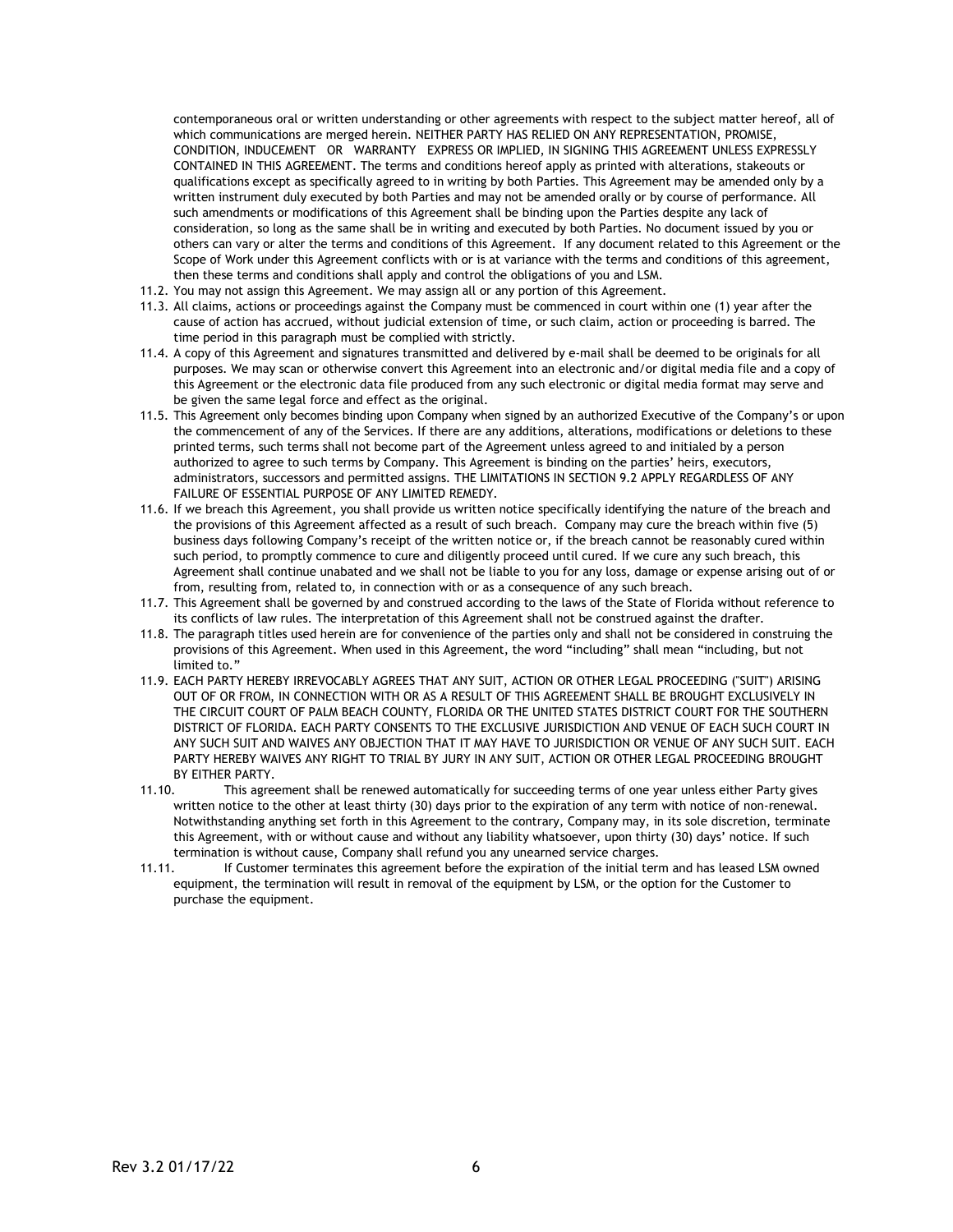contemporaneous oral or written understanding or other agreements with respect to the subject matter hereof, all of which communications are merged herein. NEITHER PARTY HAS RELIED ON ANY REPRESENTATION, PROMISE, CONDITION, INDUCEMENT OR WARRANTY EXPRESS OR IMPLIED, IN SIGNING THIS AGREEMENT UNLESS EXPRESSLY CONTAINED IN THIS AGREEMENT. The terms and conditions hereof apply as printed with alterations, stakeouts or qualifications except as specifically agreed to in writing by both Parties. This Agreement may be amended only by a written instrument duly executed by both Parties and may not be amended orally or by course of performance. All such amendments or modifications of this Agreement shall be binding upon the Parties despite any lack of consideration, so long as the same shall be in writing and executed by both Parties. No document issued by you or others can vary or alter the terms and conditions of this Agreement. If any document related to this Agreement or the Scope of Work under this Agreement conflicts with or is at variance with the terms and conditions of this agreement, then these terms and conditions shall apply and control the obligations of you and LSM.

11.2. You may not assign this Agreement. We may assign all or any portion of this Agreement.

11.3. All claims, actions or proceedings against the Company must be commenced in court within one (1) year after the cause of action has accrued, without judicial extension of time, or such claim, action or proceeding is barred. The time period in this paragraph must be complied with strictly.

11.4. A copy of this Agreement and signatures transmitted and delivered by e-mail shall be deemed to be originals for all purposes. We may scan or otherwise convert this Agreement into an electronic and/or digital media file and a copy of this Agreement or the electronic data file produced from any such electronic or digital media format may serve and be given the same legal force and effect as the original.

11.5. This Agreement only becomes binding upon Company when signed by an authorized Executive of the Company's or upon the commencement of any of the Services. If there are any additions, alterations, modifications or deletions to these printed terms, such terms shall not become part of the Agreement unless agreed to and initialed by a person authorized to agree to such terms by Company. This Agreement is binding on the parties' heirs, executors, administrators, successors and permitted assigns. THE LIMITATIONS IN SECTION 9.2 APPLY REGARDLESS OF ANY FAILURE OF ESSENTIAL PURPOSE OF ANY LIMITED REMEDY.

11.6. If we breach this Agreement, you shall provide us written notice specifically identifying the nature of the breach and the provisions of this Agreement affected as a result of such breach. Company may cure the breach within five (5) business days following Company's receipt of the written notice or, if the breach cannot be reasonably cured within such period, to promptly commence to cure and diligently proceed until cured. If we cure any such breach, this Agreement shall continue unabated and we shall not be liable to you for any loss, damage or expense arising out of or from, resulting from, related to, in connection with or as a consequence of any such breach.

11.7. This Agreement shall be governed by and construed according to the laws of the State of Florida without reference to its conflicts of law rules. The interpretation of this Agreement shall not be construed against the drafter.

11.8. The paragraph titles used herein are for convenience of the parties only and shall not be considered in construing the provisions of this Agreement. When used in this Agreement, the word "including" shall mean "including, but not limited to."

11.9. EACH PARTY HEREBY IRREVOCABLY AGREES THAT ANY SUIT, ACTION OR OTHER LEGAL PROCEEDING ("SUIT") ARISING OUT OF OR FROM, IN CONNECTION WITH OR AS A RESULT OF THIS AGREEMENT SHALL BE BROUGHT EXCLUSIVELY IN THE CIRCUIT COURT OF PALM BEACH COUNTY, FLORIDA OR THE UNITED STATES DISTRICT COURT FOR THE SOUTHERN DISTRICT OF FLORIDA. EACH PARTY CONSENTS TO THE EXCLUSIVE JURISDICTION AND VENUE OF EACH SUCH COURT IN ANY SUCH SUIT AND WAIVES ANY OBJECTION THAT IT MAY HAVE TO JURISDICTION OR VENUE OF ANY SUCH SUIT. EACH PARTY HEREBY WAIVES ANY RIGHT TO TRIAL BY JURY IN ANY SUIT, ACTION OR OTHER LEGAL PROCEEDING BROUGHT BY EITHER PARTY.

11.10. This agreement shall be renewed automatically for succeeding terms of one year unless either Party gives written notice to the other at least thirty (30) days prior to the expiration of any term with notice of non-renewal. Notwithstanding anything set forth in this Agreement to the contrary, Company may, in its sole discretion, terminate this Agreement, with or without cause and without any liability whatsoever, upon thirty (30) days' notice. If such termination is without cause, Company shall refund you any unearned service charges.

11.11. If Customer terminates this agreement before the expiration of the initial term and has leased LSM owned equipment, the termination will result in removal of the equipment by LSM, or the option for the Customer to purchase the equipment.

Rev 3.2 01/17/22